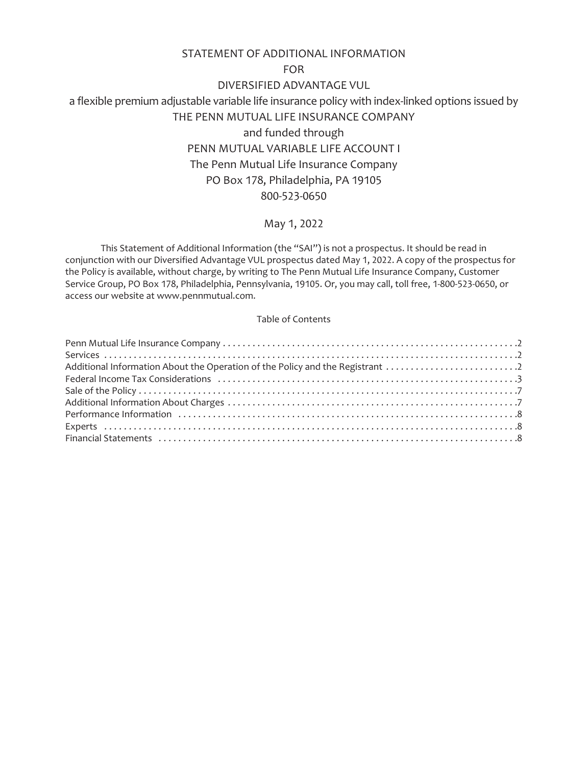# STATEMENT OF ADDITIONAL INFORMATION

FOR

DIVERSIFIED ADVANTAGE VUL

a flexible premium adjustable variable life insurance policy with index-linked options issued by

THE PENN MUTUAL LIFE INSURANCE COMPANY

and funded through

PENN MUTUAL VARIABLE LIFE ACCOUNT I

The Penn Mutual Life Insurance Company

PO Box 178, Philadelphia, PA 19105

800-523-0650

May 1, 2022

This Statement of Additional Information (the "SAI") is not a prospectus. It should be read in conjunction with our Diversified Advantage VUL prospectus dated May 1, 2022. A copy of the prospectus for the Policy is available, without charge, by writing to The Penn Mutual Life Insurance Company, Customer Service Group, PO Box 178, Philadelphia, Pennsylvania, 19105. Or, you may call, toll free, 1-800-523-0650, or access our website at www.pennmutual.com.

Table of Contents

| | |
|---|---|
| Penn Mutual Life Insurance Company | 2 |
| Services | 2 |
| Additional Information About the Operation of the Policy and the Registrant | 2 |
| Federal Income Tax Considerations | 3 |
| Sale of the Policy | 7 |
| Additional Information About Charges | 7 |
| Performance Information | 8 |
| Experts | 8 |
| Financial Statements | 8 |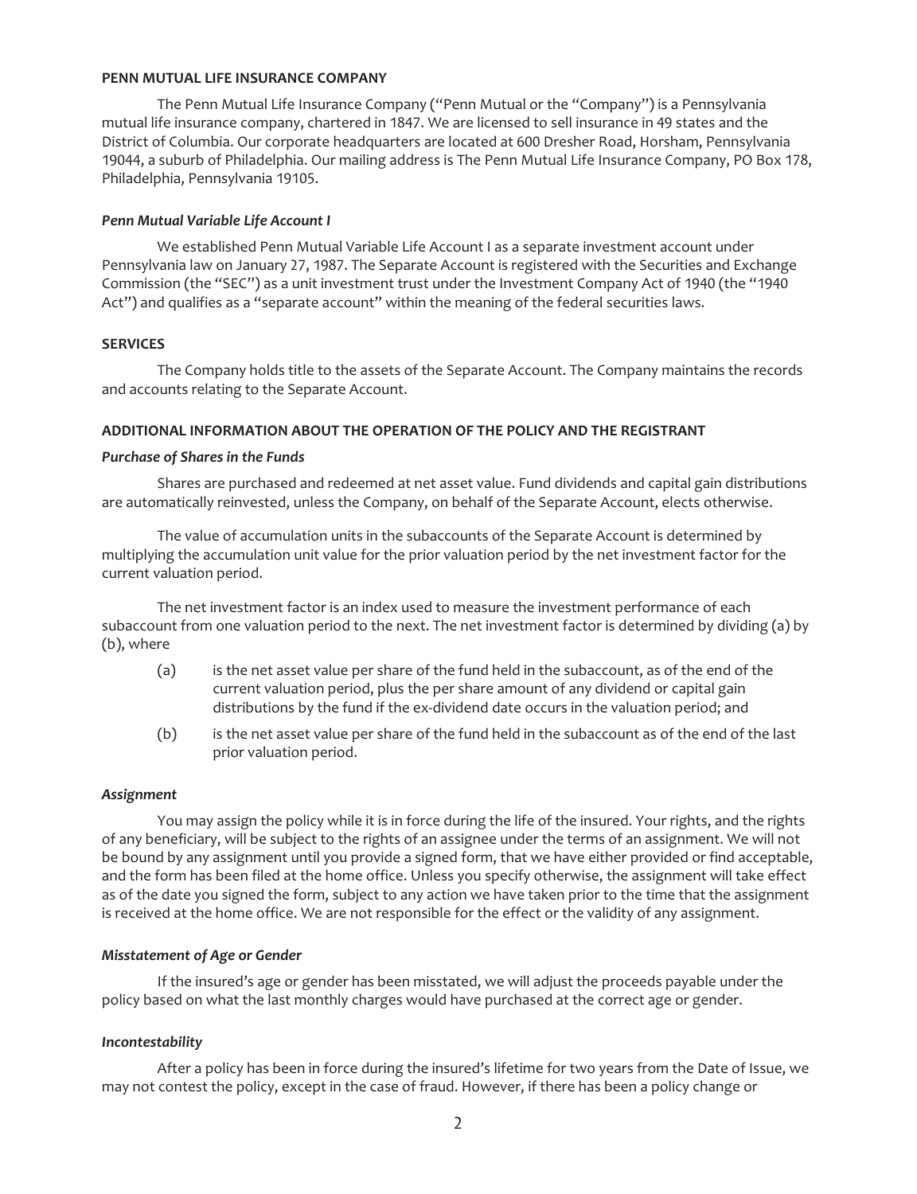## PENN MUTUAL LIFE INSURANCE COMPANY

The Penn Mutual Life Insurance Company ("Penn Mutual or the "Company") is a Pennsylvania mutual life insurance company, chartered in 1847. We are licensed to sell insurance in 49 states and the District of Columbia. Our corporate headquarters are located at 600 Dresher Road, Horsham, Pennsylvania 19044, a suburb of Philadelphia. Our mailing address is The Penn Mutual Life Insurance Company, PO Box 178, Philadelphia, Pennsylvania 19105.

### *Penn Mutual Variable Life Account I*

We established Penn Mutual Variable Life Account I as a separate investment account under Pennsylvania law on January 27, 1987. The Separate Account is registered with the Securities and Exchange Commission (the "SEC") as a unit investment trust under the Investment Company Act of 1940 (the "1940 Act") and qualifies as a "separate account" within the meaning of the federal securities laws.

## SERVICES

The Company holds title to the assets of the Separate Account. The Company maintains the records and accounts relating to the Separate Account.

## ADDITIONAL INFORMATION ABOUT THE OPERATION OF THE POLICY AND THE REGISTRANT

### *Purchase of Shares in the Funds*

Shares are purchased and redeemed at net asset value. Fund dividends and capital gain distributions are automatically reinvested, unless the Company, on behalf of the Separate Account, elects otherwise.

The value of accumulation units in the subaccounts of the Separate Account is determined by multiplying the accumulation unit value for the prior valuation period by the net investment factor for the current valuation period.

The net investment factor is an index used to measure the investment performance of each subaccount from one valuation period to the next. The net investment factor is determined by dividing (a) by (b), where

(a) is the net asset value per share of the fund held in the subaccount, as of the end of the current valuation period, plus the per share amount of any dividend or capital gain distributions by the fund if the ex-dividend date occurs in the valuation period; and

(b) is the net asset value per share of the fund held in the subaccount as of the end of the last prior valuation period.

### *Assignment*

You may assign the policy while it is in force during the life of the insured. Your rights, and the rights of any beneficiary, will be subject to the rights of an assignee under the terms of an assignment. We will not be bound by any assignment until you provide a signed form, that we have either provided or find acceptable, and the form has been filed at the home office. Unless you specify otherwise, the assignment will take effect as of the date you signed the form, subject to any action we have taken prior to the time that the assignment is received at the home office. We are not responsible for the effect or the validity of any assignment.

### *Misstatement of Age or Gender*

If the insured's age or gender has been misstated, we will adjust the proceeds payable under the policy based on what the last monthly charges would have purchased at the correct age or gender.

### *Incontestability*

After a policy has been in force during the insured's lifetime for two years from the Date of Issue, we may not contest the policy, except in the case of fraud. However, if there has been a policy change or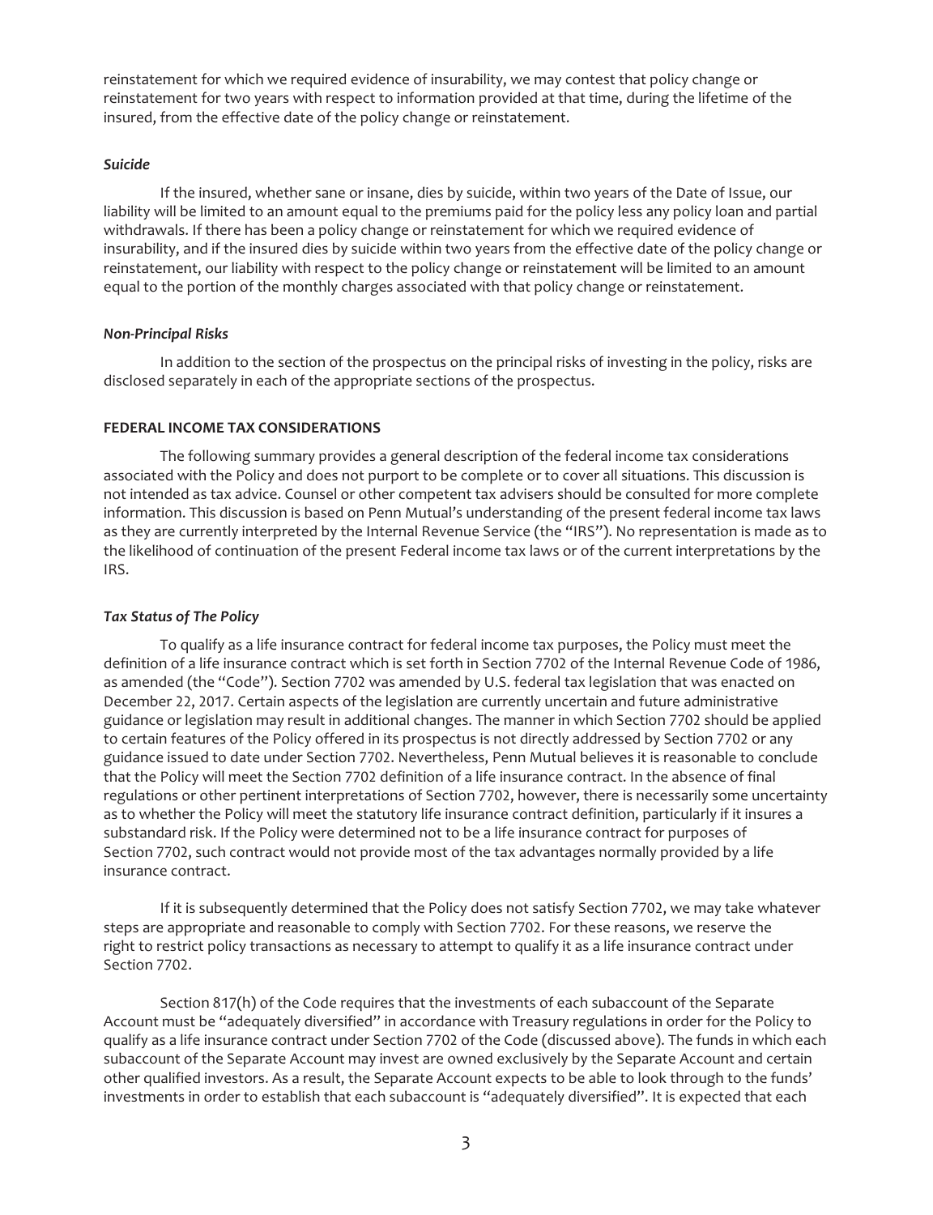reinstatement for which we required evidence of insurability, we may contest that policy change or reinstatement for two years with respect to information provided at that time, during the lifetime of the insured, from the effective date of the policy change or reinstatement.

***Suicide***

If the insured, whether sane or insane, dies by suicide, within two years of the Date of Issue, our liability will be limited to an amount equal to the premiums paid for the policy less any policy loan and partial withdrawals. If there has been a policy change or reinstatement for which we required evidence of insurability, and if the insured dies by suicide within two years from the effective date of the policy change or reinstatement, our liability with respect to the policy change or reinstatement will be limited to an amount equal to the portion of the monthly charges associated with that policy change or reinstatement.

***Non-Principal Risks***

In addition to the section of the prospectus on the principal risks of investing in the policy, risks are disclosed separately in each of the appropriate sections of the prospectus.

**FEDERAL INCOME TAX CONSIDERATIONS**

The following summary provides a general description of the federal income tax considerations associated with the Policy and does not purport to be complete or to cover all situations. This discussion is not intended as tax advice. Counsel or other competent tax advisers should be consulted for more complete information. This discussion is based on Penn Mutual's understanding of the present federal income tax laws as they are currently interpreted by the Internal Revenue Service (the "IRS"). No representation is made as to the likelihood of continuation of the present Federal income tax laws or of the current interpretations by the IRS.

***Tax Status of The Policy***

To qualify as a life insurance contract for federal income tax purposes, the Policy must meet the definition of a life insurance contract which is set forth in Section 7702 of the Internal Revenue Code of 1986, as amended (the "Code"). Section 7702 was amended by U.S. federal tax legislation that was enacted on December 22, 2017. Certain aspects of the legislation are currently uncertain and future administrative guidance or legislation may result in additional changes. The manner in which Section 7702 should be applied to certain features of the Policy offered in its prospectus is not directly addressed by Section 7702 or any guidance issued to date under Section 7702. Nevertheless, Penn Mutual believes it is reasonable to conclude that the Policy will meet the Section 7702 definition of a life insurance contract. In the absence of final regulations or other pertinent interpretations of Section 7702, however, there is necessarily some uncertainty as to whether the Policy will meet the statutory life insurance contract definition, particularly if it insures a substandard risk. If the Policy were determined not to be a life insurance contract for purposes of Section 7702, such contract would not provide most of the tax advantages normally provided by a life insurance contract.

If it is subsequently determined that the Policy does not satisfy Section 7702, we may take whatever steps are appropriate and reasonable to comply with Section 7702. For these reasons, we reserve the right to restrict policy transactions as necessary to attempt to qualify it as a life insurance contract under Section 7702.

Section 817(h) of the Code requires that the investments of each subaccount of the Separate Account must be "adequately diversified" in accordance with Treasury regulations in order for the Policy to qualify as a life insurance contract under Section 7702 of the Code (discussed above). The funds in which each subaccount of the Separate Account may invest are owned exclusively by the Separate Account and certain other qualified investors. As a result, the Separate Account expects to be able to look through to the funds' investments in order to establish that each subaccount is "adequately diversified". It is expected that each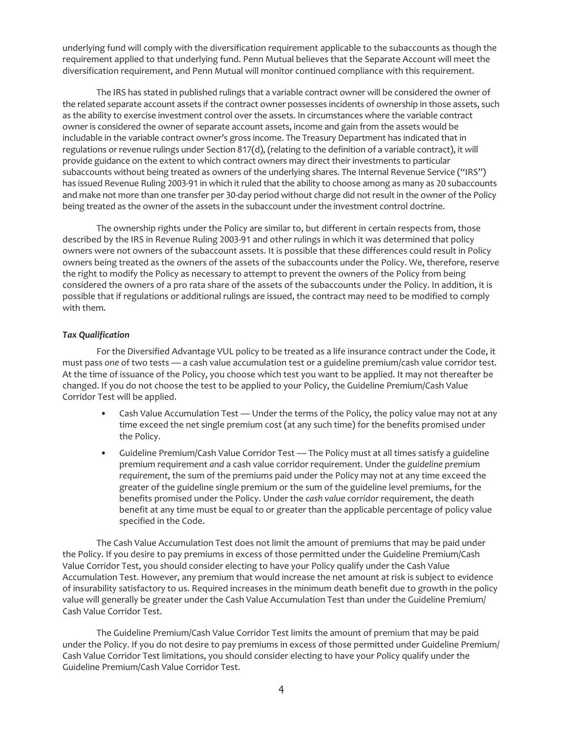underlying fund will comply with the diversification requirement applicable to the subaccounts as though the requirement applied to that underlying fund. Penn Mutual believes that the Separate Account will meet the diversification requirement, and Penn Mutual will monitor continued compliance with this requirement.

The IRS has stated in published rulings that a variable contract owner will be considered the owner of the related separate account assets if the contract owner possesses incidents of ownership in those assets, such as the ability to exercise investment control over the assets. In circumstances where the variable contract owner is considered the owner of separate account assets, income and gain from the assets would be includable in the variable contract owner's gross income. The Treasury Department has indicated that in regulations or revenue rulings under Section 817(d), (relating to the definition of a variable contract), it will provide guidance on the extent to which contract owners may direct their investments to particular subaccounts without being treated as owners of the underlying shares. The Internal Revenue Service ("IRS") has issued Revenue Ruling 2003-91 in which it ruled that the ability to choose among as many as 20 subaccounts and make not more than one transfer per 30-day period without charge did not result in the owner of the Policy being treated as the owner of the assets in the subaccount under the investment control doctrine.

The ownership rights under the Policy are similar to, but different in certain respects from, those described by the IRS in Revenue Ruling 2003-91 and other rulings in which it was determined that policy owners were not owners of the subaccount assets. It is possible that these differences could result in Policy owners being treated as the owners of the assets of the subaccounts under the Policy. We, therefore, reserve the right to modify the Policy as necessary to attempt to prevent the owners of the Policy from being considered the owners of a pro rata share of the assets of the subaccounts under the Policy. In addition, it is possible that if regulations or additional rulings are issued, the contract may need to be modified to comply with them.

***Tax Qualification***

For the Diversified Advantage VUL policy to be treated as a life insurance contract under the Code, it must pass *one* of two tests — a cash value accumulation test or a guideline premium/cash value corridor test. At the time of issuance of the Policy, you choose which test you want to be applied. It may not thereafter be changed. If you do not choose the test to be applied to your Policy, the Guideline Premium/Cash Value Corridor Test will be applied.

- Cash Value Accumulation Test — Under the terms of the Policy, the policy value may not at any time exceed the net single premium cost (at any such time) for the benefits promised under the Policy.
- Guideline Premium/Cash Value Corridor Test — The Policy must at all times satisfy a guideline premium requirement *and* a cash value corridor requirement. Under the *guideline premium requirement*, the sum of the premiums paid under the Policy may not at any time exceed the greater of the guideline single premium or the sum of the guideline level premiums, for the benefits promised under the Policy. Under the *cash value corridor* requirement, the death benefit at any time must be equal to or greater than the applicable percentage of policy value specified in the Code.

The Cash Value Accumulation Test does not limit the amount of premiums that may be paid under the Policy. If you desire to pay premiums in excess of those permitted under the Guideline Premium/Cash Value Corridor Test, you should consider electing to have your Policy qualify under the Cash Value Accumulation Test. However, any premium that would increase the net amount at risk is subject to evidence of insurability satisfactory to us. Required increases in the minimum death benefit due to growth in the policy value will generally be greater under the Cash Value Accumulation Test than under the Guideline Premium/Cash Value Corridor Test.

The Guideline Premium/Cash Value Corridor Test limits the amount of premium that may be paid under the Policy. If you do not desire to pay premiums in excess of those permitted under Guideline Premium/Cash Value Corridor Test limitations, you should consider electing to have your Policy qualify under the Guideline Premium/Cash Value Corridor Test.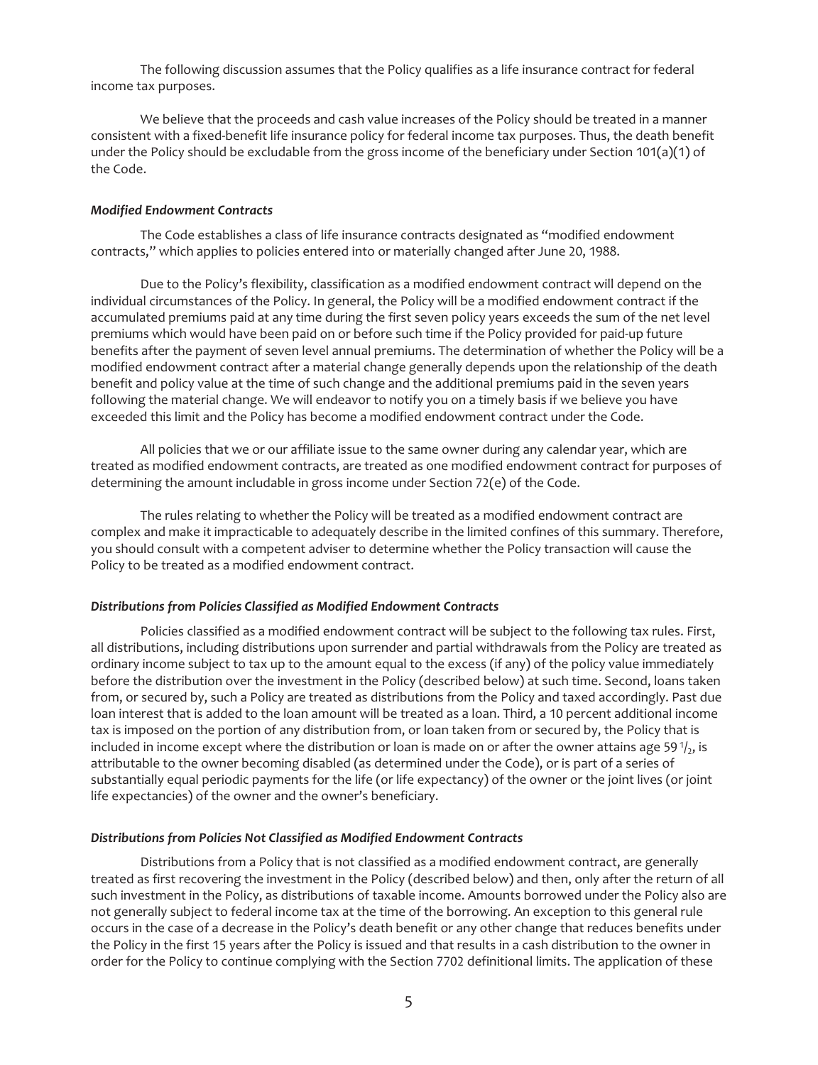The following discussion assumes that the Policy qualifies as a life insurance contract for federal income tax purposes.

We believe that the proceeds and cash value increases of the Policy should be treated in a manner consistent with a fixed-benefit life insurance policy for federal income tax purposes. Thus, the death benefit under the Policy should be excludable from the gross income of the beneficiary under Section 101(a)(1) of the Code.

#### *Modified Endowment Contracts*

The Code establishes a class of life insurance contracts designated as "modified endowment contracts," which applies to policies entered into or materially changed after June 20, 1988.

Due to the Policy's flexibility, classification as a modified endowment contract will depend on the individual circumstances of the Policy. In general, the Policy will be a modified endowment contract if the accumulated premiums paid at any time during the first seven policy years exceeds the sum of the net level premiums which would have been paid on or before such time if the Policy provided for paid-up future benefits after the payment of seven level annual premiums. The determination of whether the Policy will be a modified endowment contract after a material change generally depends upon the relationship of the death benefit and policy value at the time of such change and the additional premiums paid in the seven years following the material change. We will endeavor to notify you on a timely basis if we believe you have exceeded this limit and the Policy has become a modified endowment contract under the Code.

All policies that we or our affiliate issue to the same owner during any calendar year, which are treated as modified endowment contracts, are treated as one modified endowment contract for purposes of determining the amount includable in gross income under Section 72(e) of the Code.

The rules relating to whether the Policy will be treated as a modified endowment contract are complex and make it impracticable to adequately describe in the limited confines of this summary. Therefore, you should consult with a competent adviser to determine whether the Policy transaction will cause the Policy to be treated as a modified endowment contract.

#### *Distributions from Policies Classified as Modified Endowment Contracts*

Policies classified as a modified endowment contract will be subject to the following tax rules. First, all distributions, including distributions upon surrender and partial withdrawals from the Policy are treated as ordinary income subject to tax up to the amount equal to the excess (if any) of the policy value immediately before the distribution over the investment in the Policy (described below) at such time. Second, loans taken from, or secured by, such a Policy are treated as distributions from the Policy and taxed accordingly. Past due loan interest that is added to the loan amount will be treated as a loan. Third, a 10 percent additional income tax is imposed on the portion of any distribution from, or loan taken from or secured by, the Policy that is included in income except where the distribution or loan is made on or after the owner attains age 59 ½, is attributable to the owner becoming disabled (as determined under the Code), or is part of a series of substantially equal periodic payments for the life (or life expectancy) of the owner or the joint lives (or joint life expectancies) of the owner and the owner's beneficiary.

#### *Distributions from Policies Not Classified as Modified Endowment Contracts*

Distributions from a Policy that is not classified as a modified endowment contract, are generally treated as first recovering the investment in the Policy (described below) and then, only after the return of all such investment in the Policy, as distributions of taxable income. Amounts borrowed under the Policy also are not generally subject to federal income tax at the time of the borrowing. An exception to this general rule occurs in the case of a decrease in the Policy's death benefit or any other change that reduces benefits under the Policy in the first 15 years after the Policy is issued and that results in a cash distribution to the owner in order for the Policy to continue complying with the Section 7702 definitional limits. The application of these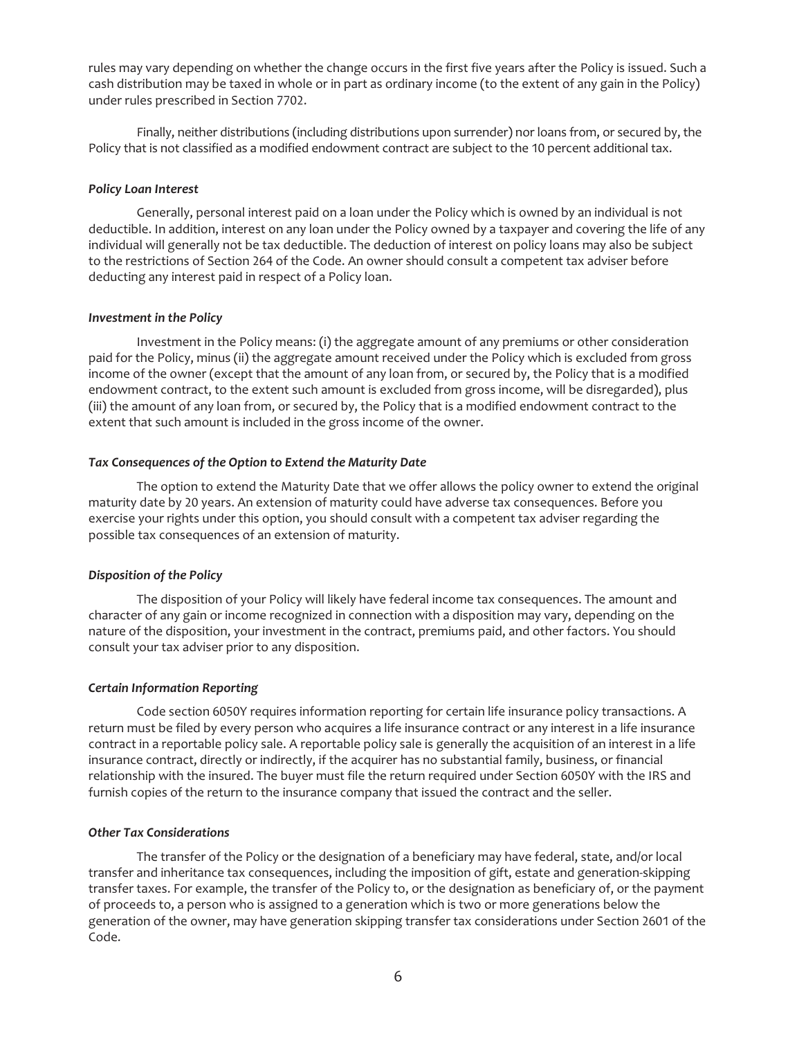rules may vary depending on whether the change occurs in the first five years after the Policy is issued. Such a cash distribution may be taxed in whole or in part as ordinary income (to the extent of any gain in the Policy) under rules prescribed in Section 7702.

Finally, neither distributions (including distributions upon surrender) nor loans from, or secured by, the Policy that is not classified as a modified endowment contract are subject to the 10 percent additional tax.

***Policy Loan Interest***

Generally, personal interest paid on a loan under the Policy which is owned by an individual is not deductible. In addition, interest on any loan under the Policy owned by a taxpayer and covering the life of any individual will generally not be tax deductible. The deduction of interest on policy loans may also be subject to the restrictions of Section 264 of the Code. An owner should consult a competent tax adviser before deducting any interest paid in respect of a Policy loan.

***Investment in the Policy***

Investment in the Policy means: (i) the aggregate amount of any premiums or other consideration paid for the Policy, minus (ii) the aggregate amount received under the Policy which is excluded from gross income of the owner (except that the amount of any loan from, or secured by, the Policy that is a modified endowment contract, to the extent such amount is excluded from gross income, will be disregarded), plus (iii) the amount of any loan from, or secured by, the Policy that is a modified endowment contract to the extent that such amount is included in the gross income of the owner.

***Tax Consequences of the Option to Extend the Maturity Date***

The option to extend the Maturity Date that we offer allows the policy owner to extend the original maturity date by 20 years. An extension of maturity could have adverse tax consequences. Before you exercise your rights under this option, you should consult with a competent tax adviser regarding the possible tax consequences of an extension of maturity.

***Disposition of the Policy***

The disposition of your Policy will likely have federal income tax consequences. The amount and character of any gain or income recognized in connection with a disposition may vary, depending on the nature of the disposition, your investment in the contract, premiums paid, and other factors. You should consult your tax adviser prior to any disposition.

***Certain Information Reporting***

Code section 6050Y requires information reporting for certain life insurance policy transactions. A return must be filed by every person who acquires a life insurance contract or any interest in a life insurance contract in a reportable policy sale. A reportable policy sale is generally the acquisition of an interest in a life insurance contract, directly or indirectly, if the acquirer has no substantial family, business, or financial relationship with the insured. The buyer must file the return required under Section 6050Y with the IRS and furnish copies of the return to the insurance company that issued the contract and the seller.

***Other Tax Considerations***

The transfer of the Policy or the designation of a beneficiary may have federal, state, and/or local transfer and inheritance tax consequences, including the imposition of gift, estate and generation-skipping transfer taxes. For example, the transfer of the Policy to, or the designation as beneficiary of, or the payment of proceeds to, a person who is assigned to a generation which is two or more generations below the generation of the owner, may have generation skipping transfer tax considerations under Section 2601 of the Code.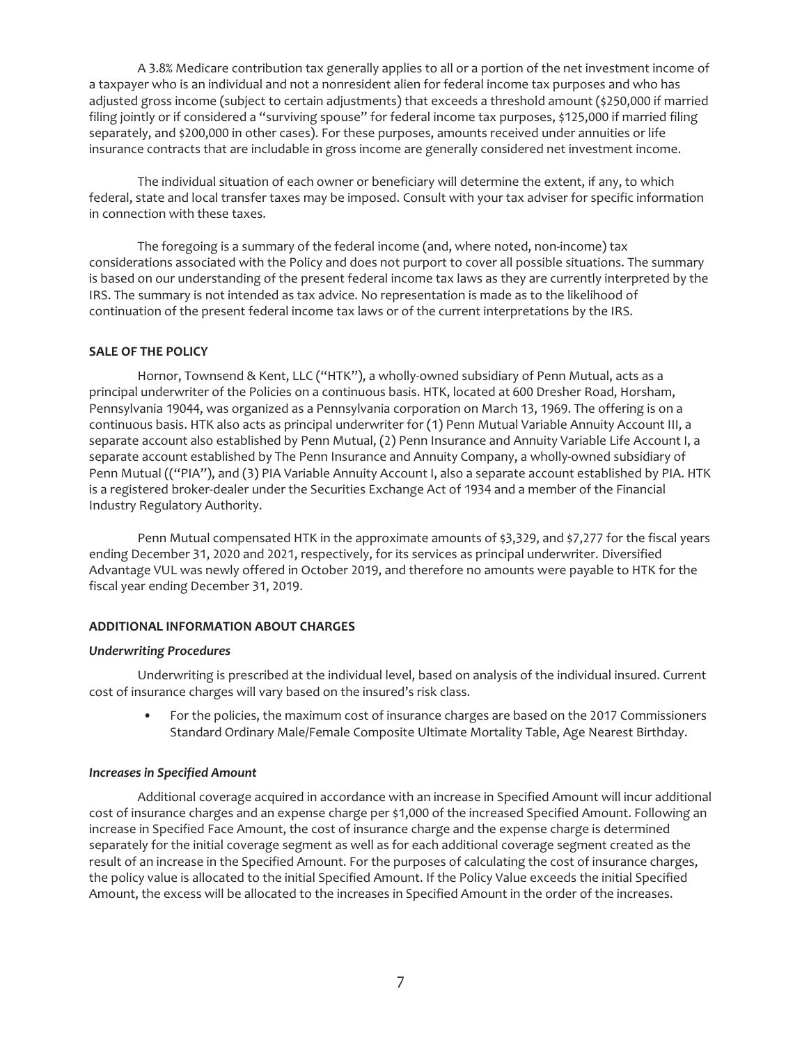A 3.8% Medicare contribution tax generally applies to all or a portion of the net investment income of a taxpayer who is an individual and not a nonresident alien for federal income tax purposes and who has adjusted gross income (subject to certain adjustments) that exceeds a threshold amount ($250,000 if married filing jointly or if considered a "surviving spouse" for federal income tax purposes, $125,000 if married filing separately, and $200,000 in other cases). For these purposes, amounts received under annuities or life insurance contracts that are includable in gross income are generally considered net investment income.

The individual situation of each owner or beneficiary will determine the extent, if any, to which federal, state and local transfer taxes may be imposed. Consult with your tax adviser for specific information in connection with these taxes.

The foregoing is a summary of the federal income (and, where noted, non-income) tax considerations associated with the Policy and does not purport to cover all possible situations. The summary is based on our understanding of the present federal income tax laws as they are currently interpreted by the IRS. The summary is not intended as tax advice. No representation is made as to the likelihood of continuation of the present federal income tax laws or of the current interpretations by the IRS.

**SALE OF THE POLICY**

Hornor, Townsend & Kent, LLC ("HTK"), a wholly-owned subsidiary of Penn Mutual, acts as a principal underwriter of the Policies on a continuous basis. HTK, located at 600 Dresher Road, Horsham, Pennsylvania 19044, was organized as a Pennsylvania corporation on March 13, 1969. The offering is on a continuous basis. HTK also acts as principal underwriter for (1) Penn Mutual Variable Annuity Account III, a separate account also established by Penn Mutual, (2) Penn Insurance and Annuity Variable Life Account I, a separate account established by The Penn Insurance and Annuity Company, a wholly-owned subsidiary of Penn Mutual (("PIA"), and (3) PIA Variable Annuity Account I, also a separate account established by PIA. HTK is a registered broker-dealer under the Securities Exchange Act of 1934 and a member of the Financial Industry Regulatory Authority.

Penn Mutual compensated HTK in the approximate amounts of $3,329, and $7,277 for the fiscal years ending December 31, 2020 and 2021, respectively, for its services as principal underwriter. Diversified Advantage VUL was newly offered in October 2019, and therefore no amounts were payable to HTK for the fiscal year ending December 31, 2019.

**ADDITIONAL INFORMATION ABOUT CHARGES**

***Underwriting Procedures***

Underwriting is prescribed at the individual level, based on analysis of the individual insured. Current cost of insurance charges will vary based on the insured's risk class.

- For the policies, the maximum cost of insurance charges are based on the 2017 Commissioners Standard Ordinary Male/Female Composite Ultimate Mortality Table, Age Nearest Birthday.

***Increases in Specified Amount***

Additional coverage acquired in accordance with an increase in Specified Amount will incur additional cost of insurance charges and an expense charge per $1,000 of the increased Specified Amount. Following an increase in Specified Face Amount, the cost of insurance charge and the expense charge is determined separately for the initial coverage segment as well as for each additional coverage segment created as the result of an increase in the Specified Amount. For the purposes of calculating the cost of insurance charges, the policy value is allocated to the initial Specified Amount. If the Policy Value exceeds the initial Specified Amount, the excess will be allocated to the increases in Specified Amount in the order of the increases.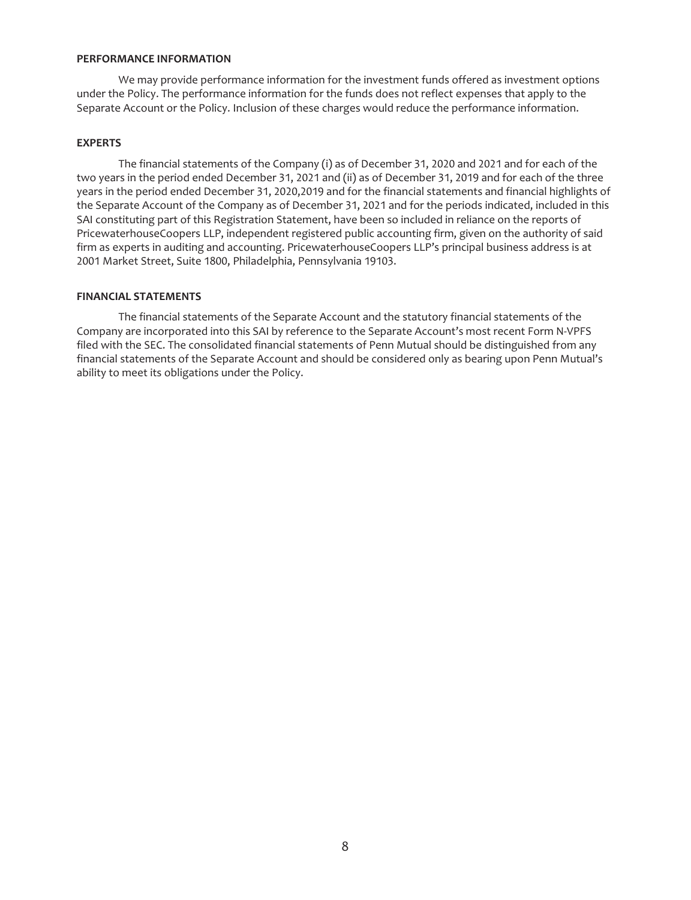**PERFORMANCE INFORMATION**

We may provide performance information for the investment funds offered as investment options under the Policy. The performance information for the funds does not reflect expenses that apply to the Separate Account or the Policy. Inclusion of these charges would reduce the performance information.

**EXPERTS**

The financial statements of the Company (i) as of December 31, 2020 and 2021 and for each of the two years in the period ended December 31, 2021 and (ii) as of December 31, 2019 and for each of the three years in the period ended December 31, 2020,2019 and for the financial statements and financial highlights of the Separate Account of the Company as of December 31, 2021 and for the periods indicated, included in this SAI constituting part of this Registration Statement, have been so included in reliance on the reports of PricewaterhouseCoopers LLP, independent registered public accounting firm, given on the authority of said firm as experts in auditing and accounting. PricewaterhouseCoopers LLP's principal business address is at 2001 Market Street, Suite 1800, Philadelphia, Pennsylvania 19103.

**FINANCIAL STATEMENTS**

The financial statements of the Separate Account and the statutory financial statements of the Company are incorporated into this SAI by reference to the Separate Account's most recent Form N-VPFS filed with the SEC. The consolidated financial statements of Penn Mutual should be distinguished from any financial statements of the Separate Account and should be considered only as bearing upon Penn Mutual's ability to meet its obligations under the Policy.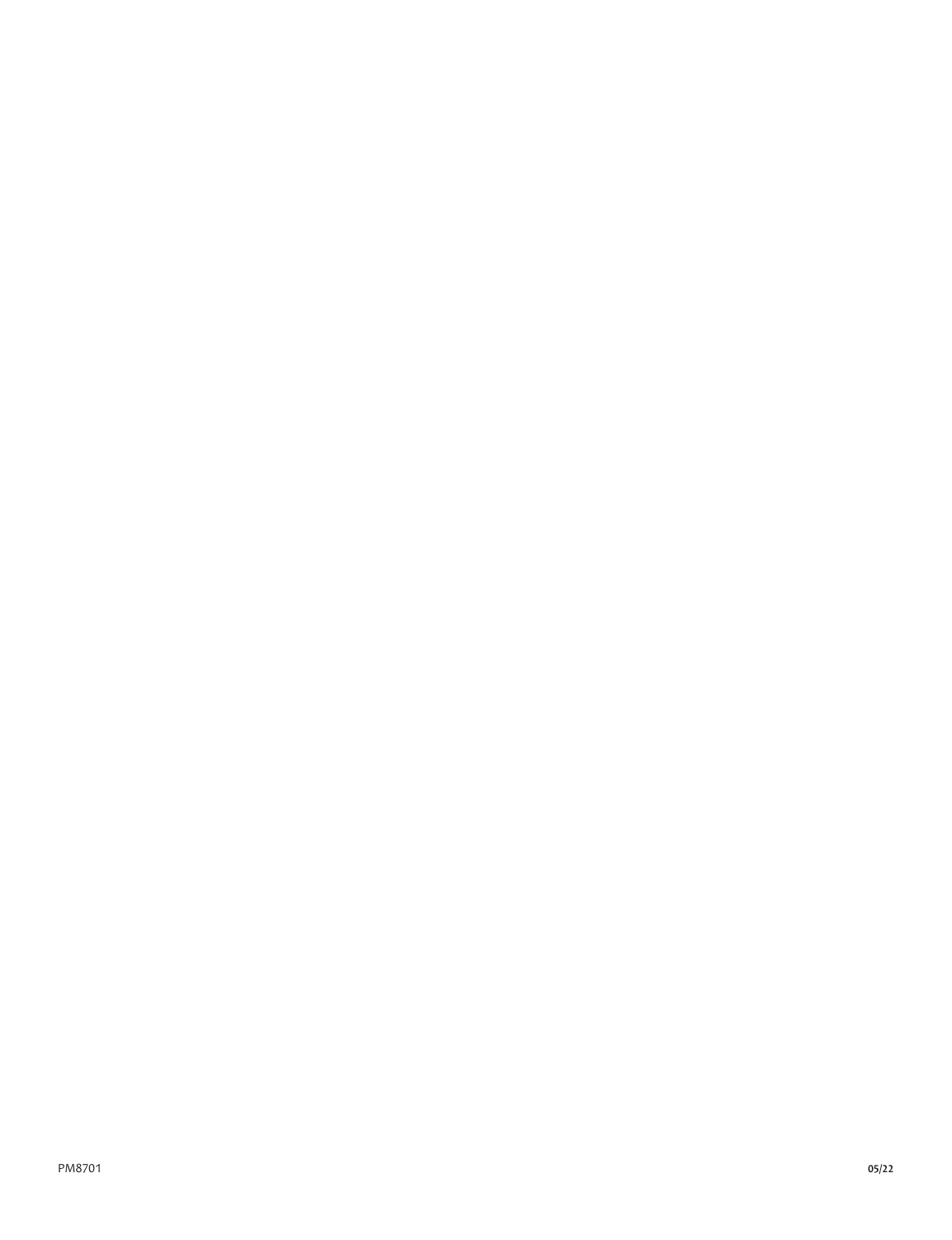PM8701

05/22